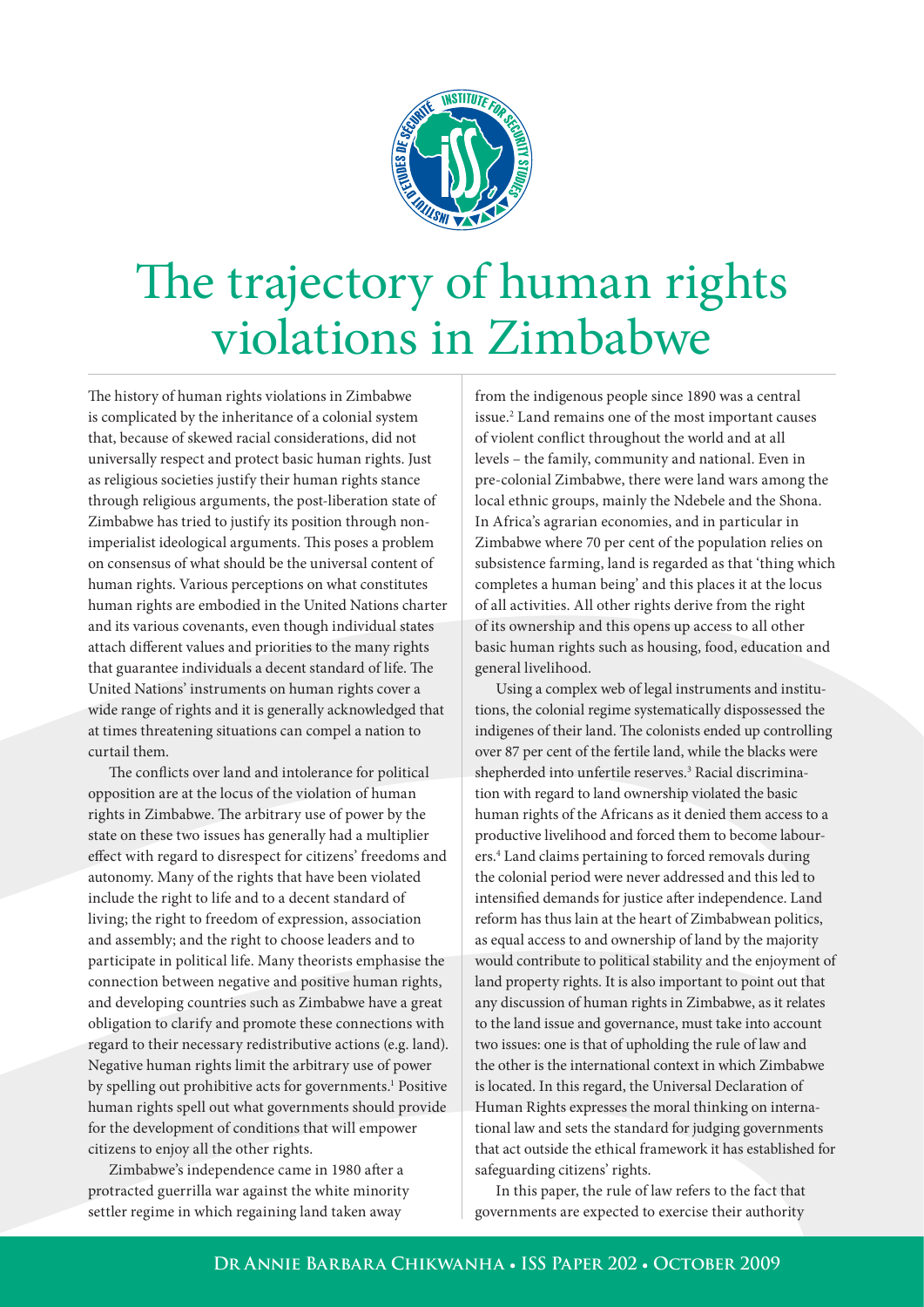# The trajectory of human rights violations in Zimbabwe

The history of human rights violations in Zimbabwe is complicated by the inheritance of a colonial system that, because of skewed racial considerations, did not universally respect and protect basic human rights. Just as religious societies justify their human rights stance through religious arguments, the post-liberation state of Zimbabwe has tried to justify its position through non-imperialist ideological arguments. This poses a problem on consensus of what should be the universal content of human rights. Various perceptions on what constitutes human rights are embodied in the United Nations charter and its various covenants, even though individual states attach different values and priorities to the many rights that guarantee individuals a decent standard of life. The United Nations' instruments on human rights cover a wide range of rights and it is generally acknowledged that at times threatening situations can compel a nation to curtail them.

The conflicts over land and intolerance for political opposition are at the locus of the violation of human rights in Zimbabwe. The arbitrary use of power by the state on these two issues has generally had a multiplier effect with regard to disrespect for citizens' freedoms and autonomy. Many of the rights that have been violated include the right to life and to a decent standard of living; the right to freedom of expression, association and assembly; and the right to choose leaders and to participate in political life. Many theorists emphasise the connection between negative and positive human rights, and developing countries such as Zimbabwe have a great obligation to clarify and promote these connections with regard to their necessary redistributive actions (e.g. land). Negative human rights limit the arbitrary use of power by spelling out prohibitive acts for governments.[1] Positive human rights spell out what governments should provide for the development of conditions that will empower citizens to enjoy all the other rights.

Zimbabwe's independence came in 1980 after a protracted guerrilla war against the white minority settler regime in which regaining land taken away from the indigenous people since 1890 was a central issue.[2] Land remains one of the most important causes of violent conflict throughout the world and at all levels – the family, community and national. Even in pre-colonial Zimbabwe, there were land wars among the local ethnic groups, mainly the Ndebele and the Shona. In Africa's agrarian economies, and in particular in Zimbabwe where 70 per cent of the population relies on subsistence farming, land is regarded as that 'thing which completes a human being' and this places it at the locus of all activities. All other rights derive from the right of its ownership and this opens up access to all other basic human rights such as housing, food, education and general livelihood.

Using a complex web of legal instruments and institutions, the colonial regime systematically dispossessed the indigenes of their land. The colonists ended up controlling over 87 per cent of the fertile land, while the blacks were shepherded into unfertile reserves.[3] Racial discrimination with regard to land ownership violated the basic human rights of the Africans as it denied them access to a productive livelihood and forced them to become labourers.[4] Land claims pertaining to forced removals during the colonial period were never addressed and this led to intensified demands for justice after independence. Land reform has thus lain at the heart of Zimbabwean politics, as equal access to and ownership of land by the majority would contribute to political stability and the enjoyment of land property rights. It is also important to point out that any discussion of human rights in Zimbabwe, as it relates to the land issue and governance, must take into account two issues: one is that of upholding the rule of law and the other is the international context in which Zimbabwe is located. In this regard, the Universal Declaration of Human Rights expresses the moral thinking on international law and sets the standard for judging governments that act outside the ethical framework it has established for safeguarding citizens' rights.

In this paper, the rule of law refers to the fact that governments are expected to exercise their authority

**Dr Annie Barbara Chikwanha • ISS Paper 202 • October 2009**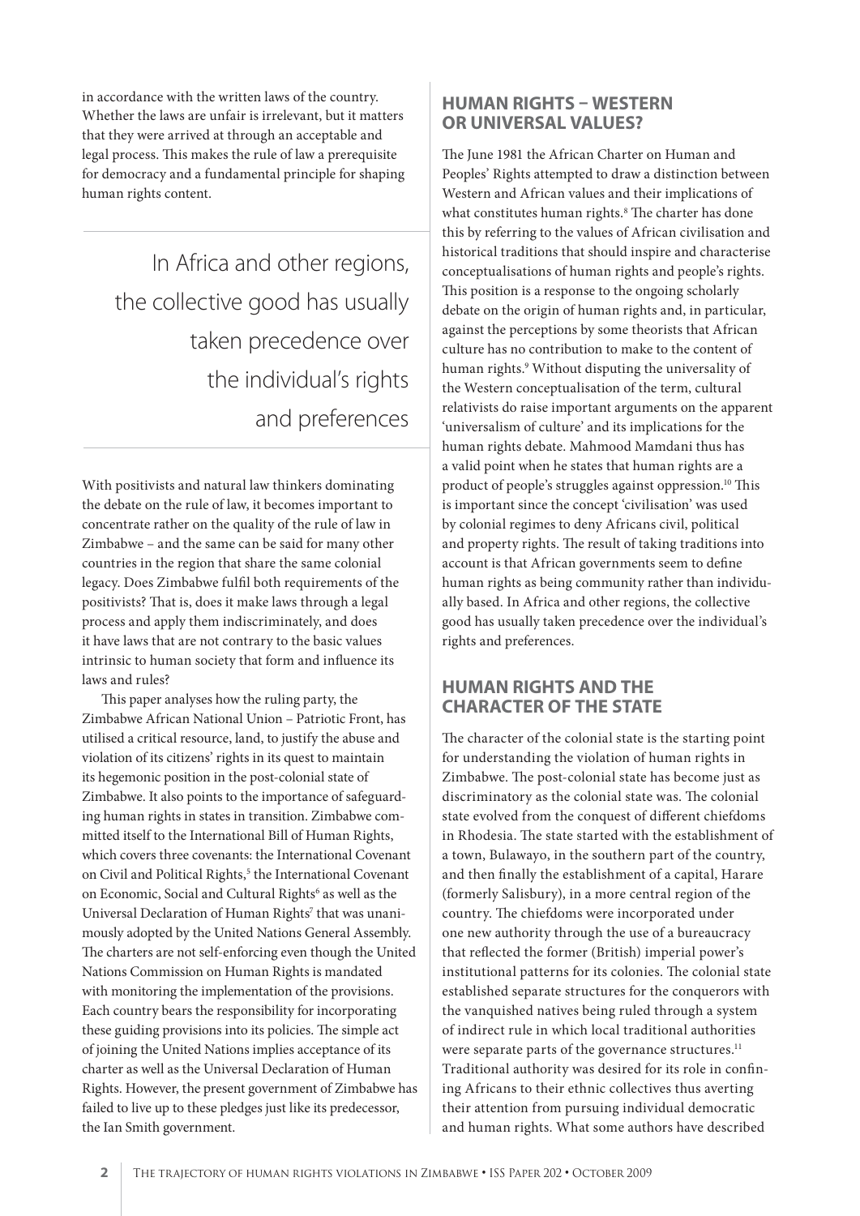in accordance with the written laws of the country. Whether the laws are unfair is irrelevant, but it matters that they were arrived at through an acceptable and legal process. This makes the rule of law a prerequisite for democracy and a fundamental principle for shaping human rights content.

> In Africa and other regions, the collective good has usually taken precedence over the individual's rights and preferences

With positivists and natural law thinkers dominating the debate on the rule of law, it becomes important to concentrate rather on the quality of the rule of law in Zimbabwe – and the same can be said for many other countries in the region that share the same colonial legacy. Does Zimbabwe fulfil both requirements of the positivists? That is, does it make laws through a legal process and apply them indiscriminately, and does it have laws that are not contrary to the basic values intrinsic to human society that form and influence its laws and rules?

This paper analyses how the ruling party, the Zimbabwe African National Union – Patriotic Front, has utilised a critical resource, land, to justify the abuse and violation of its citizens' rights in its quest to maintain its hegemonic position in the post-colonial state of Zimbabwe. It also points to the importance of safeguarding human rights in states in transition. Zimbabwe committed itself to the International Bill of Human Rights, which covers three covenants: the International Covenant on Civil and Political Rights,[5] the International Covenant on Economic, Social and Cultural Rights[6] as well as the Universal Declaration of Human Rights[7] that was unanimously adopted by the United Nations General Assembly. The charters are not self-enforcing even though the United Nations Commission on Human Rights is mandated with monitoring the implementation of the provisions. Each country bears the responsibility for incorporating these guiding provisions into its policies. The simple act of joining the United Nations implies acceptance of its charter as well as the Universal Declaration of Human Rights. However, the present government of Zimbabwe has failed to live up to these pledges just like its predecessor, the Ian Smith government.

## HUMAN RIGHTS – WESTERN OR UNIVERSAL VALUES?

The June 1981 the African Charter on Human and Peoples' Rights attempted to draw a distinction between Western and African values and their implications of what constitutes human rights.[8] The charter has done this by referring to the values of African civilisation and historical traditions that should inspire and characterise conceptualisations of human rights and people's rights. This position is a response to the ongoing scholarly debate on the origin of human rights and, in particular, against the perceptions by some theorists that African culture has no contribution to make to the content of human rights.[9] Without disputing the universality of the Western conceptualisation of the term, cultural relativists do raise important arguments on the apparent 'universalism of culture' and its implications for the human rights debate. Mahmood Mamdani thus has a valid point when he states that human rights are a product of people's struggles against oppression.[10] This is important since the concept 'civilisation' was used by colonial regimes to deny Africans civil, political and property rights. The result of taking traditions into account is that African governments seem to define human rights as being community rather than individually based. In Africa and other regions, the collective good has usually taken precedence over the individual's rights and preferences.

## HUMAN RIGHTS AND THE CHARACTER OF THE STATE

The character of the colonial state is the starting point for understanding the violation of human rights in Zimbabwe. The post-colonial state has become just as discriminatory as the colonial state was. The colonial state evolved from the conquest of different chiefdoms in Rhodesia. The state started with the establishment of a town, Bulawayo, in the southern part of the country, and then finally the establishment of a capital, Harare (formerly Salisbury), in a more central region of the country. The chiefdoms were incorporated under one new authority through the use of a bureaucracy that reflected the former (British) imperial power's institutional patterns for its colonies. The colonial state established separate structures for the conquerors with the vanquished natives being ruled through a system of indirect rule in which local traditional authorities were separate parts of the governance structures.[11] Traditional authority was desired for its role in confining Africans to their ethnic collectives thus averting their attention from pursuing individual democratic and human rights. What some authors have described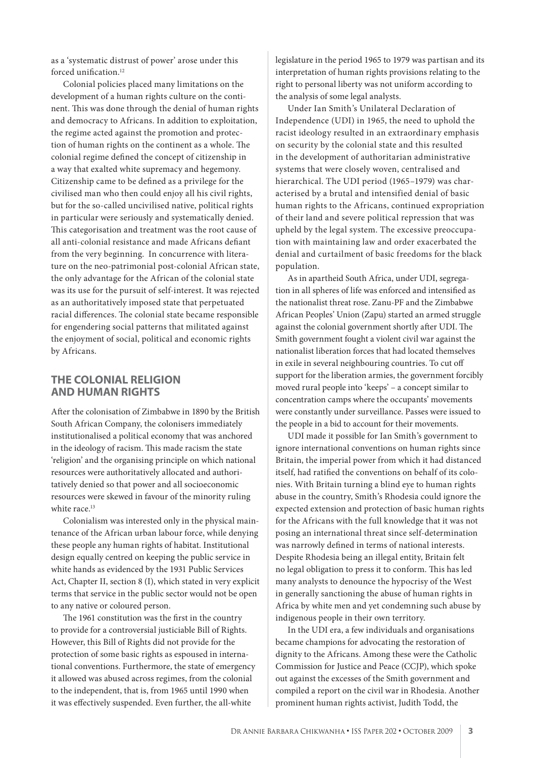as a 'systematic distrust of power' arose under this forced unification.[12]

Colonial policies placed many limitations on the development of a human rights culture on the continent. This was done through the denial of human rights and democracy to Africans. In addition to exploitation, the regime acted against the promotion and protection of human rights on the continent as a whole. The colonial regime defined the concept of citizenship in a way that exalted white supremacy and hegemony. Citizenship came to be defined as a privilege for the civilised man who then could enjoy all his civil rights, but for the so-called uncivilised native, political rights in particular were seriously and systematically denied. This categorisation and treatment was the root cause of all anti-colonial resistance and made Africans defiant from the very beginning. In concurrence with literature on the neo-patrimonial post-colonial African state, the only advantage for the African of the colonial state was its use for the pursuit of self-interest. It was rejected as an authoritatively imposed state that perpetuated racial differences. The colonial state became responsible for engendering social patterns that militated against the enjoyment of social, political and economic rights by Africans.

## THE COLONIAL RELIGION AND HUMAN RIGHTS

After the colonisation of Zimbabwe in 1890 by the British South African Company, the colonisers immediately institutionalised a political economy that was anchored in the ideology of racism. This made racism the state 'religion' and the organising principle on which national resources were authoritatively allocated and authoritatively denied so that power and all socioeconomic resources were skewed in favour of the minority ruling white race.[13]

Colonialism was interested only in the physical maintenance of the African urban labour force, while denying these people any human rights of habitat. Institutional design equally centred on keeping the public service in white hands as evidenced by the 1931 Public Services Act, Chapter II, section 8 (I), which stated in very explicit terms that service in the public sector would not be open to any native or coloured person.

The 1961 constitution was the first in the country to provide for a controversial justiciable Bill of Rights. However, this Bill of Rights did not provide for the protection of some basic rights as espoused in international conventions. Furthermore, the state of emergency it allowed was abused across regimes, from the colonial to the independent, that is, from 1965 until 1990 when it was effectively suspended. Even further, the all-white legislature in the period 1965 to 1979 was partisan and its interpretation of human rights provisions relating to the right to personal liberty was not uniform according to the analysis of some legal analysts.

Under Ian Smith's Unilateral Declaration of Independence (UDI) in 1965, the need to uphold the racist ideology resulted in an extraordinary emphasis on security by the colonial state and this resulted in the development of authoritarian administrative systems that were closely woven, centralised and hierarchical. The UDI period (1965–1979) was characterised by a brutal and intensified denial of basic human rights to the Africans, continued expropriation of their land and severe political repression that was upheld by the legal system. The excessive preoccupation with maintaining law and order exacerbated the denial and curtailment of basic freedoms for the black population.

As in apartheid South Africa, under UDI, segregation in all spheres of life was enforced and intensified as the nationalist threat rose. Zanu-PF and the Zimbabwe African Peoples' Union (Zapu) started an armed struggle against the colonial government shortly after UDI. The Smith government fought a violent civil war against the nationalist liberation forces that had located themselves in exile in several neighbouring countries. To cut off support for the liberation armies, the government forcibly moved rural people into 'keeps' – a concept similar to concentration camps where the occupants' movements were constantly under surveillance. Passes were issued to the people in a bid to account for their movements.

UDI made it possible for Ian Smith's government to ignore international conventions on human rights since Britain, the imperial power from which it had distanced itself, had ratified the conventions on behalf of its colonies. With Britain turning a blind eye to human rights abuse in the country, Smith's Rhodesia could ignore the expected extension and protection of basic human rights for the Africans with the full knowledge that it was not posing an international threat since self-determination was narrowly defined in terms of national interests. Despite Rhodesia being an illegal entity, Britain felt no legal obligation to press it to conform. This has led many analysts to denounce the hypocrisy of the West in generally sanctioning the abuse of human rights in Africa by white men and yet condemning such abuse by indigenous people in their own territory.

In the UDI era, a few individuals and organisations became champions for advocating the restoration of dignity to the Africans. Among these were the Catholic Commission for Justice and Peace (CCJP), which spoke out against the excesses of the Smith government and compiled a report on the civil war in Rhodesia. Another prominent human rights activist, Judith Todd, the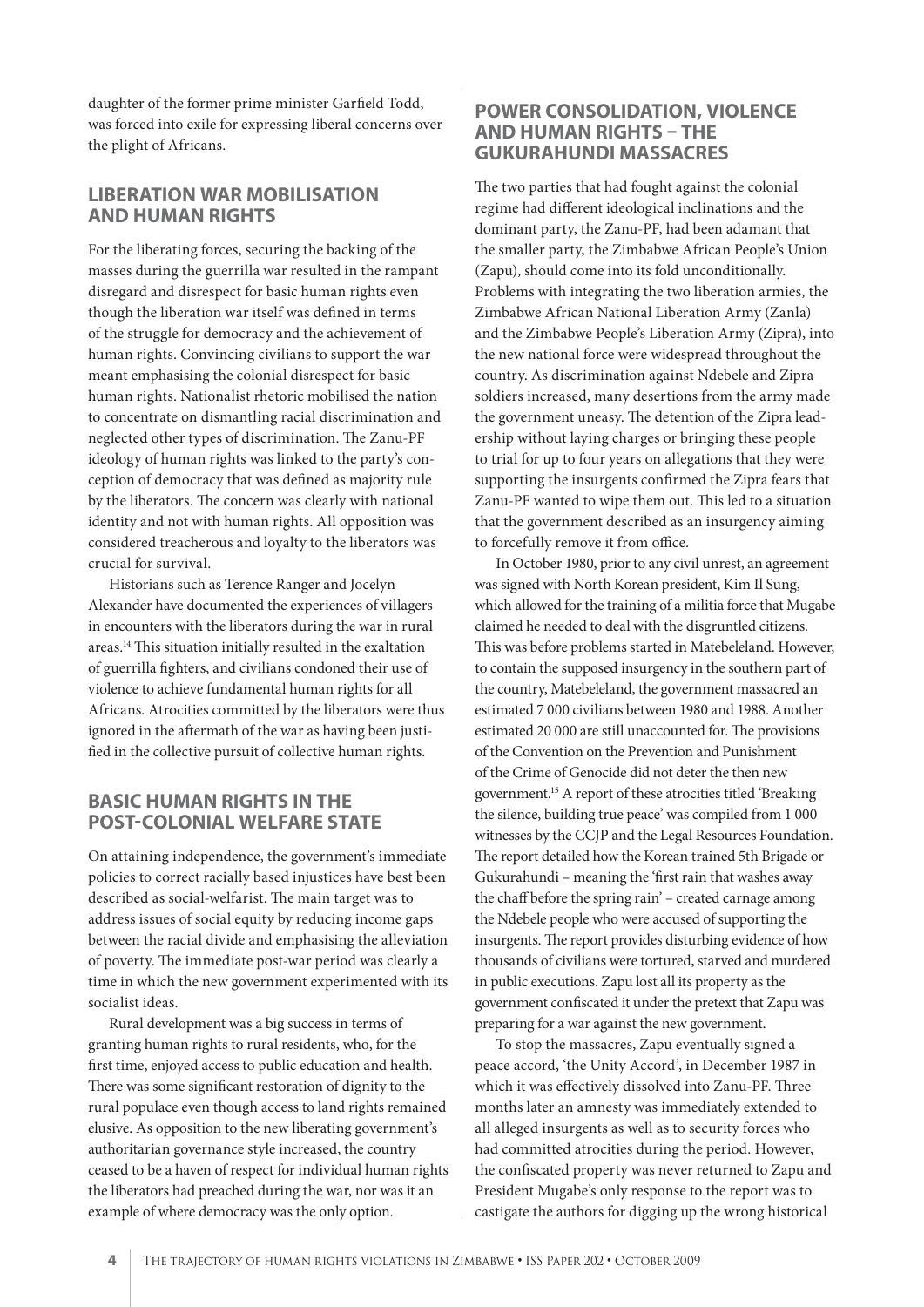daughter of the former prime minister Garfield Todd, was forced into exile for expressing liberal concerns over the plight of Africans.

## LIBERATION WAR MOBILISATION AND HUMAN RIGHTS

For the liberating forces, securing the backing of the masses during the guerrilla war resulted in the rampant disregard and disrespect for basic human rights even though the liberation war itself was defined in terms of the struggle for democracy and the achievement of human rights. Convincing civilians to support the war meant emphasising the colonial disrespect for basic human rights. Nationalist rhetoric mobilised the nation to concentrate on dismantling racial discrimination and neglected other types of discrimination. The Zanu-PF ideology of human rights was linked to the party's conception of democracy that was defined as majority rule by the liberators. The concern was clearly with national identity and not with human rights. All opposition was considered treacherous and loyalty to the liberators was crucial for survival.

Historians such as Terence Ranger and Jocelyn Alexander have documented the experiences of villagers in encounters with the liberators during the war in rural areas.[14] This situation initially resulted in the exaltation of guerrilla fighters, and civilians condoned their use of violence to achieve fundamental human rights for all Africans. Atrocities committed by the liberators were thus ignored in the aftermath of the war as having been justified in the collective pursuit of collective human rights.

## BASIC HUMAN RIGHTS IN THE POST-COLONIAL WELFARE STATE

On attaining independence, the government's immediate policies to correct racially based injustices have best been described as social-welfarist. The main target was to address issues of social equity by reducing income gaps between the racial divide and emphasising the alleviation of poverty. The immediate post-war period was clearly a time in which the new government experimented with its socialist ideas.

Rural development was a big success in terms of granting human rights to rural residents, who, for the first time, enjoyed access to public education and health. There was some significant restoration of dignity to the rural populace even though access to land rights remained elusive. As opposition to the new liberating government's authoritarian governance style increased, the country ceased to be a haven of respect for individual human rights the liberators had preached during the war, nor was it an example of where democracy was the only option.

## POWER CONSOLIDATION, VIOLENCE AND HUMAN RIGHTS – THE GUKURAHUNDI MASSACRES

The two parties that had fought against the colonial regime had different ideological inclinations and the dominant party, the Zanu-PF, had been adamant that the smaller party, the Zimbabwe African People's Union (Zapu), should come into its fold unconditionally. Problems with integrating the two liberation armies, the Zimbabwe African National Liberation Army (Zanla) and the Zimbabwe People's Liberation Army (Zipra), into the new national force were widespread throughout the country. As discrimination against Ndebele and Zipra soldiers increased, many desertions from the army made the government uneasy. The detention of the Zipra leadership without laying charges or bringing these people to trial for up to four years on allegations that they were supporting the insurgents confirmed the Zipra fears that Zanu-PF wanted to wipe them out. This led to a situation that the government described as an insurgency aiming to forcefully remove it from office.

In October 1980, prior to any civil unrest, an agreement was signed with North Korean president, Kim Il Sung, which allowed for the training of a militia force that Mugabe claimed he needed to deal with the disgruntled citizens. This was before problems started in Matebeleland. However, to contain the supposed insurgency in the southern part of the country, Matebeleland, the government massacred an estimated 7 000 civilians between 1980 and 1988. Another estimated 20 000 are still unaccounted for. The provisions of the Convention on the Prevention and Punishment of the Crime of Genocide did not deter the then new government.[15] A report of these atrocities titled 'Breaking the silence, building true peace' was compiled from 1 000 witnesses by the CCJP and the Legal Resources Foundation. The report detailed how the Korean trained 5th Brigade or Gukurahundi – meaning the 'first rain that washes away the chaff before the spring rain' – created carnage among the Ndebele people who were accused of supporting the insurgents. The report provides disturbing evidence of how thousands of civilians were tortured, starved and murdered in public executions. Zapu lost all its property as the government confiscated it under the pretext that Zapu was preparing for a war against the new government.

To stop the massacres, Zapu eventually signed a peace accord, 'the Unity Accord', in December 1987 in which it was effectively dissolved into Zanu-PF. Three months later an amnesty was immediately extended to all alleged insurgents as well as to security forces who had committed atrocities during the period. However, the confiscated property was never returned to Zapu and President Mugabe's only response to the report was to castigate the authors for digging up the wrong historical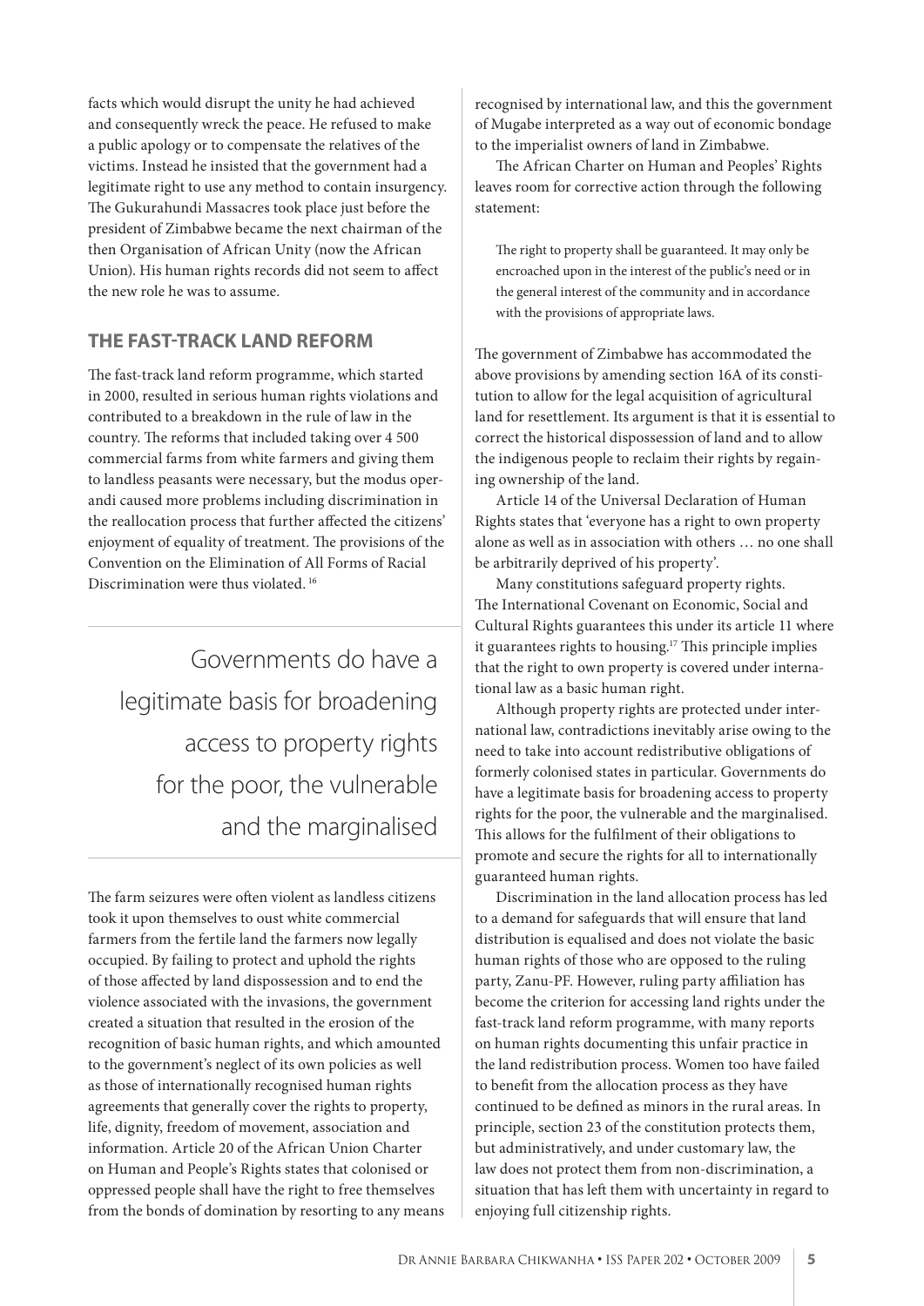facts which would disrupt the unity he had achieved and consequently wreck the peace. He refused to make a public apology or to compensate the relatives of the victims. Instead he insisted that the government had a legitimate right to use any method to contain insurgency. The Gukurahundi Massacres took place just before the president of Zimbabwe became the next chairman of the then Organisation of African Unity (now the African Union). His human rights records did not seem to affect the new role he was to assume.

## THE FAST-TRACK LAND REFORM

The fast-track land reform programme, which started in 2000, resulted in serious human rights violations and contributed to a breakdown in the rule of law in the country. The reforms that included taking over 4 500 commercial farms from white farmers and giving them to landless peasants were necessary, but the modus operandi caused more problems including discrimination in the reallocation process that further affected the citizens' enjoyment of equality of treatment. The provisions of the Convention on the Elimination of All Forms of Racial Discrimination were thus violated.[16]

> Governments do have a legitimate basis for broadening access to property rights for the poor, the vulnerable and the marginalised

The farm seizures were often violent as landless citizens took it upon themselves to oust white commercial farmers from the fertile land the farmers now legally occupied. By failing to protect and uphold the rights of those affected by land dispossession and to end the violence associated with the invasions, the government created a situation that resulted in the erosion of the recognition of basic human rights, and which amounted to the government's neglect of its own policies as well as those of internationally recognised human rights agreements that generally cover the rights to property, life, dignity, freedom of movement, association and information. Article 20 of the African Union Charter on Human and People's Rights states that colonised or oppressed people shall have the right to free themselves from the bonds of domination by resorting to any means recognised by international law, and this the government of Mugabe interpreted as a way out of economic bondage to the imperialist owners of land in Zimbabwe.

The African Charter on Human and Peoples' Rights leaves room for corrective action through the following statement:

> The right to property shall be guaranteed. It may only be encroached upon in the interest of the public's need or in the general interest of the community and in accordance with the provisions of appropriate laws.

The government of Zimbabwe has accommodated the above provisions by amending section 16A of its constitution to allow for the legal acquisition of agricultural land for resettlement. Its argument is that it is essential to correct the historical dispossession of land and to allow the indigenous people to reclaim their rights by regaining ownership of the land.

Article 14 of the Universal Declaration of Human Rights states that 'everyone has a right to own property alone as well as in association with others … no one shall be arbitrarily deprived of his property'.

Many constitutions safeguard property rights. The International Covenant on Economic, Social and Cultural Rights guarantees this under its article 11 where it guarantees rights to housing.[17] This principle implies that the right to own property is covered under international law as a basic human right.

Although property rights are protected under international law, contradictions inevitably arise owing to the need to take into account redistributive obligations of formerly colonised states in particular. Governments do have a legitimate basis for broadening access to property rights for the poor, the vulnerable and the marginalised. This allows for the fulfilment of their obligations to promote and secure the rights for all to internationally guaranteed human rights.

Discrimination in the land allocation process has led to a demand for safeguards that will ensure that land distribution is equalised and does not violate the basic human rights of those who are opposed to the ruling party, Zanu-PF. However, ruling party affiliation has become the criterion for accessing land rights under the fast-track land reform programme, with many reports on human rights documenting this unfair practice in the land redistribution process. Women too have failed to benefit from the allocation process as they have continued to be defined as minors in the rural areas. In principle, section 23 of the constitution protects them, but administratively, and under customary law, the law does not protect them from non-discrimination, a situation that has left them with uncertainty in regard to enjoying full citizenship rights.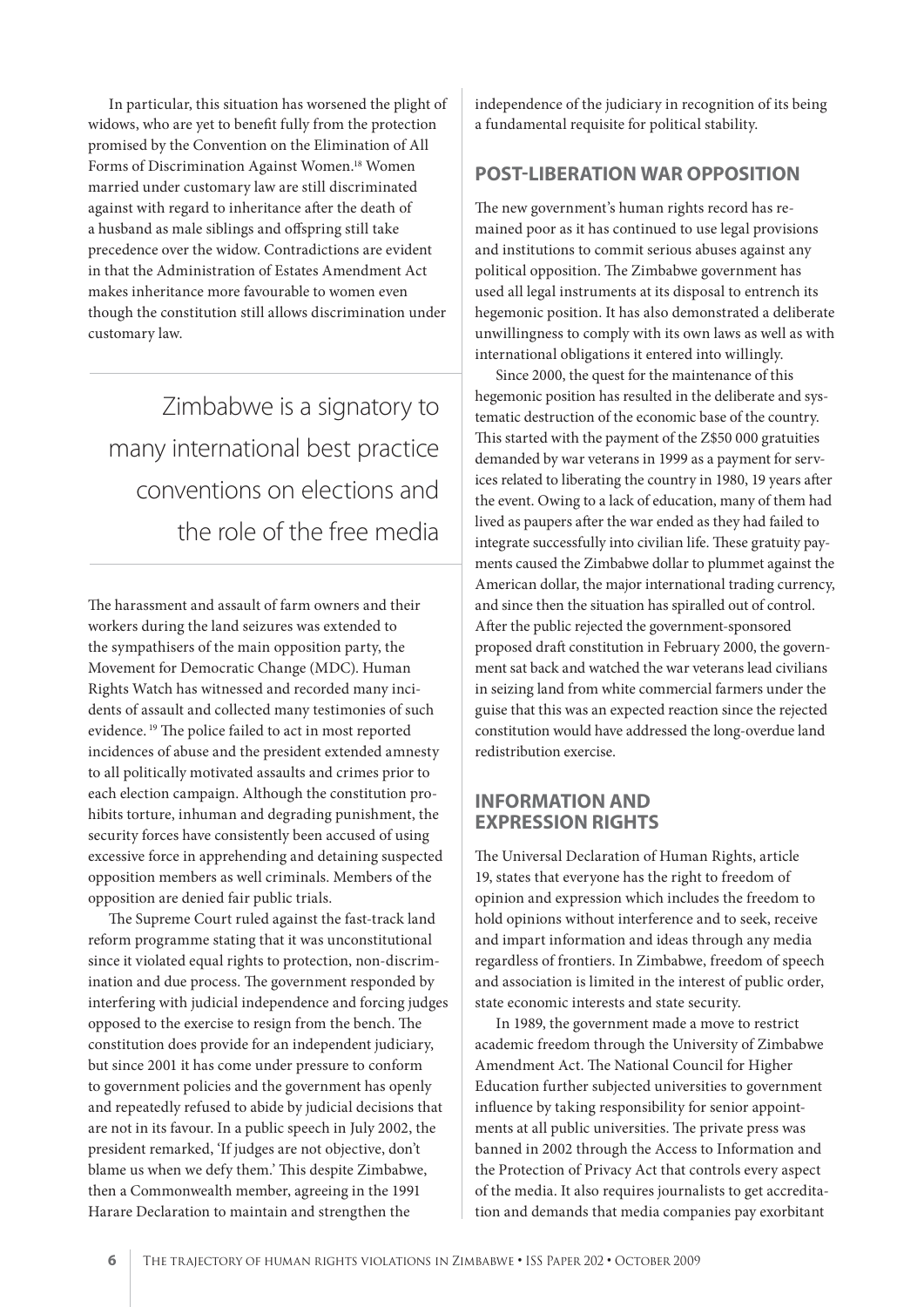In particular, this situation has worsened the plight of widows, who are yet to benefit fully from the protection promised by the Convention on the Elimination of All Forms of Discrimination Against Women.[18] Women married under customary law are still discriminated against with regard to inheritance after the death of a husband as male siblings and offspring still take precedence over the widow. Contradictions are evident in that the Administration of Estates Amendment Act makes inheritance more favourable to women even though the constitution still allows discrimination under customary law.

> Zimbabwe is a signatory to many international best practice conventions on elections and the role of the free media

The harassment and assault of farm owners and their workers during the land seizures was extended to the sympathisers of the main opposition party, the Movement for Democratic Change (MDC). Human Rights Watch has witnessed and recorded many incidents of assault and collected many testimonies of such evidence.[19] The police failed to act in most reported incidences of abuse and the president extended amnesty to all politically motivated assaults and crimes prior to each election campaign. Although the constitution prohibits torture, inhuman and degrading punishment, the security forces have consistently been accused of using excessive force in apprehending and detaining suspected opposition members as well criminals. Members of the opposition are denied fair public trials.

The Supreme Court ruled against the fast-track land reform programme stating that it was unconstitutional since it violated equal rights to protection, non-discrimination and due process. The government responded by interfering with judicial independence and forcing judges opposed to the exercise to resign from the bench. The constitution does provide for an independent judiciary, but since 2001 it has come under pressure to conform to government policies and the government has openly and repeatedly refused to abide by judicial decisions that are not in its favour. In a public speech in July 2002, the president remarked, 'If judges are not objective, don't blame us when we defy them.' This despite Zimbabwe, then a Commonwealth member, agreeing in the 1991 Harare Declaration to maintain and strengthen the independence of the judiciary in recognition of its being a fundamental requisite for political stability.

## POST-LIBERATION WAR OPPOSITION

The new government's human rights record has remained poor as it has continued to use legal provisions and institutions to commit serious abuses against any political opposition. The Zimbabwe government has used all legal instruments at its disposal to entrench its hegemonic position. It has also demonstrated a deliberate unwillingness to comply with its own laws as well as with international obligations it entered into willingly.

Since 2000, the quest for the maintenance of this hegemonic position has resulted in the deliberate and systematic destruction of the economic base of the country. This started with the payment of the Z$50 000 gratuities demanded by war veterans in 1999 as a payment for services related to liberating the country in 1980, 19 years after the event. Owing to a lack of education, many of them had lived as paupers after the war ended as they had failed to integrate successfully into civilian life. These gratuity payments caused the Zimbabwe dollar to plummet against the American dollar, the major international trading currency, and since then the situation has spiralled out of control. After the public rejected the government-sponsored proposed draft constitution in February 2000, the government sat back and watched the war veterans lead civilians in seizing land from white commercial farmers under the guise that this was an expected reaction since the rejected constitution would have addressed the long-overdue land redistribution exercise.

## INFORMATION AND EXPRESSION RIGHTS

The Universal Declaration of Human Rights, article 19, states that everyone has the right to freedom of opinion and expression which includes the freedom to hold opinions without interference and to seek, receive and impart information and ideas through any media regardless of frontiers. In Zimbabwe, freedom of speech and association is limited in the interest of public order, state economic interests and state security.

In 1989, the government made a move to restrict academic freedom through the University of Zimbabwe Amendment Act. The National Council for Higher Education further subjected universities to government influence by taking responsibility for senior appointments at all public universities. The private press was banned in 2002 through the Access to Information and the Protection of Privacy Act that controls every aspect of the media. It also requires journalists to get accreditation and demands that media companies pay exorbitant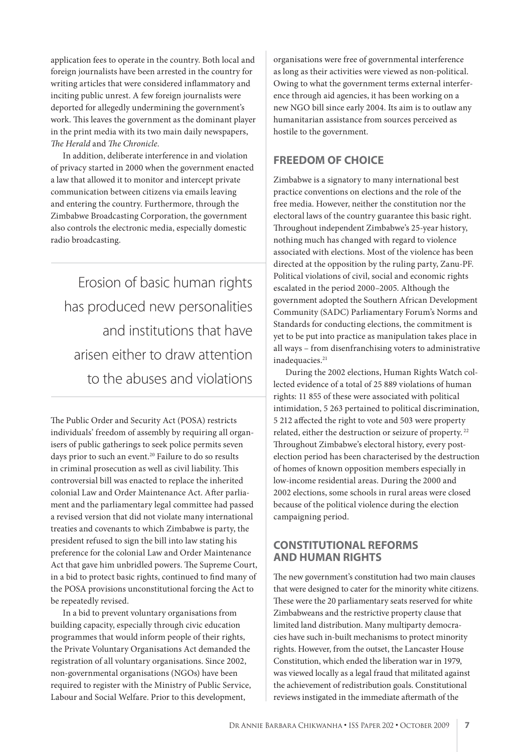application fees to operate in the country. Both local and foreign journalists have been arrested in the country for writing articles that were considered inflammatory and inciting public unrest. A few foreign journalists were deported for allegedly undermining the government's work. This leaves the government as the dominant player in the print media with its two main daily newspapers, *The Herald* and *The Chronicle*.

In addition, deliberate interference in and violation of privacy started in 2000 when the government enacted a law that allowed it to monitor and intercept private communication between citizens via emails leaving and entering the country. Furthermore, through the Zimbabwe Broadcasting Corporation, the government also controls the electronic media, especially domestic radio broadcasting.

> Erosion of basic human rights has produced new personalities and institutions that have arisen either to draw attention to the abuses and violations

The Public Order and Security Act (POSA) restricts individuals' freedom of assembly by requiring all organisers of public gatherings to seek police permits seven days prior to such an event.[20] Failure to do so results in criminal prosecution as well as civil liability. This controversial bill was enacted to replace the inherited colonial Law and Order Maintenance Act. After parliament and the parliamentary legal committee had passed a revised version that did not violate many international treaties and covenants to which Zimbabwe is party, the president refused to sign the bill into law stating his preference for the colonial Law and Order Maintenance Act that gave him unbridled powers. The Supreme Court, in a bid to protect basic rights, continued to find many of the POSA provisions unconstitutional forcing the Act to be repeatedly revised.

In a bid to prevent voluntary organisations from building capacity, especially through civic education programmes that would inform people of their rights, the Private Voluntary Organisations Act demanded the registration of all voluntary organisations. Since 2002, non-governmental organisations (NGOs) have been required to register with the Ministry of Public Service, Labour and Social Welfare. Prior to this development, organisations were free of governmental interference as long as their activities were viewed as non-political. Owing to what the government terms external interference through aid agencies, it has been working on a new NGO bill since early 2004. Its aim is to outlaw any humanitarian assistance from sources perceived as hostile to the government.

## FREEDOM OF CHOICE

Zimbabwe is a signatory to many international best practice conventions on elections and the role of the free media. However, neither the constitution nor the electoral laws of the country guarantee this basic right. Throughout independent Zimbabwe's 25-year history, nothing much has changed with regard to violence associated with elections. Most of the violence has been directed at the opposition by the ruling party, Zanu-PF. Political violations of civil, social and economic rights escalated in the period 2000–2005. Although the government adopted the Southern African Development Community (SADC) Parliamentary Forum's Norms and Standards for conducting elections, the commitment is yet to be put into practice as manipulation takes place in all ways – from disenfranchising voters to administrative inadequacies.[21]

During the 2002 elections, Human Rights Watch collected evidence of a total of 25 889 violations of human rights: 11 855 of these were associated with political intimidation, 5 263 pertained to political discrimination, 5 212 affected the right to vote and 503 were property related, either the destruction or seizure of property.[22] Throughout Zimbabwe's electoral history, every post-election period has been characterised by the destruction of homes of known opposition members especially in low-income residential areas. During the 2000 and 2002 elections, some schools in rural areas were closed because of the political violence during the election campaigning period.

## CONSTITUTIONAL REFORMS AND HUMAN RIGHTS

The new government's constitution had two main clauses that were designed to cater for the minority white citizens. These were the 20 parliamentary seats reserved for white Zimbabweans and the restrictive property clause that limited land distribution. Many multiparty democracies have such in-built mechanisms to protect minority rights. However, from the outset, the Lancaster House Constitution, which ended the liberation war in 1979, was viewed locally as a legal fraud that militated against the achievement of redistribution goals. Constitutional reviews instigated in the immediate aftermath of the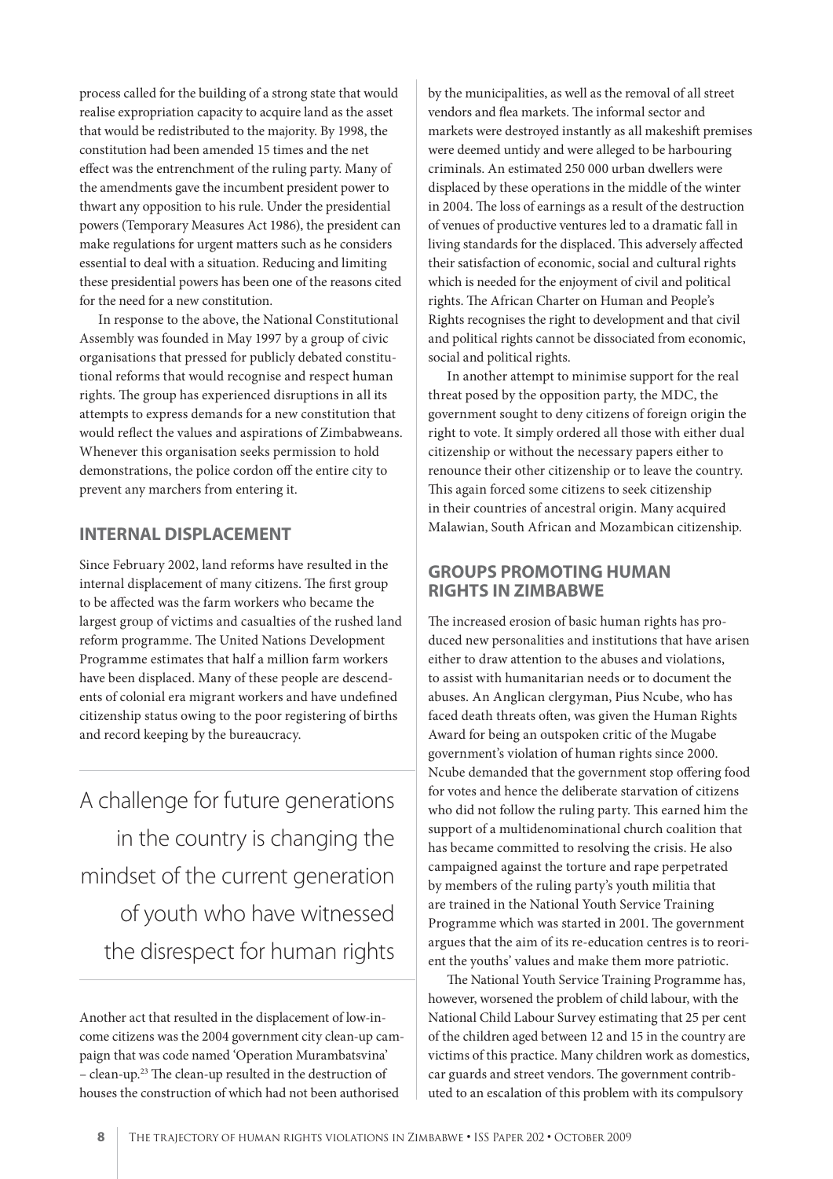process called for the building of a strong state that would realise expropriation capacity to acquire land as the asset that would be redistributed to the majority. By 1998, the constitution had been amended 15 times and the net effect was the entrenchment of the ruling party. Many of the amendments gave the incumbent president power to thwart any opposition to his rule. Under the presidential powers (Temporary Measures Act 1986), the president can make regulations for urgent matters such as he considers essential to deal with a situation. Reducing and limiting these presidential powers has been one of the reasons cited for the need for a new constitution.

In response to the above, the National Constitutional Assembly was founded in May 1997 by a group of civic organisations that pressed for publicly debated constitutional reforms that would recognise and respect human rights. The group has experienced disruptions in all its attempts to express demands for a new constitution that would reflect the values and aspirations of Zimbabweans. Whenever this organisation seeks permission to hold demonstrations, the police cordon off the entire city to prevent any marchers from entering it.

## INTERNAL DISPLACEMENT

Since February 2002, land reforms have resulted in the internal displacement of many citizens. The first group to be affected was the farm workers who became the largest group of victims and casualties of the rushed land reform programme. The United Nations Development Programme estimates that half a million farm workers have been displaced. Many of these people are descendents of colonial era migrant workers and have undefined citizenship status owing to the poor registering of births and record keeping by the bureaucracy.

> A challenge for future generations in the country is changing the mindset of the current generation of youth who have witnessed the disrespect for human rights

Another act that resulted in the displacement of low-income citizens was the 2004 government city clean-up campaign that was code named 'Operation Murambatsvina' – clean-up.[23] The clean-up resulted in the destruction of houses the construction of which had not been authorised by the municipalities, as well as the removal of all street vendors and flea markets. The informal sector and markets were destroyed instantly as all makeshift premises were deemed untidy and were alleged to be harbouring criminals. An estimated 250 000 urban dwellers were displaced by these operations in the middle of the winter in 2004. The loss of earnings as a result of the destruction of venues of productive ventures led to a dramatic fall in living standards for the displaced. This adversely affected their satisfaction of economic, social and cultural rights which is needed for the enjoyment of civil and political rights. The African Charter on Human and People's Rights recognises the right to development and that civil and political rights cannot be dissociated from economic, social and political rights.

In another attempt to minimise support for the real threat posed by the opposition party, the MDC, the government sought to deny citizens of foreign origin the right to vote. It simply ordered all those with either dual citizenship or without the necessary papers either to renounce their other citizenship or to leave the country. This again forced some citizens to seek citizenship in their countries of ancestral origin. Many acquired Malawian, South African and Mozambican citizenship.

## GROUPS PROMOTING HUMAN RIGHTS IN ZIMBABWE

The increased erosion of basic human rights has produced new personalities and institutions that have arisen either to draw attention to the abuses and violations, to assist with humanitarian needs or to document the abuses. An Anglican clergyman, Pius Ncube, who has faced death threats often, was given the Human Rights Award for being an outspoken critic of the Mugabe government's violation of human rights since 2000. Ncube demanded that the government stop offering food for votes and hence the deliberate starvation of citizens who did not follow the ruling party. This earned him the support of a multidenominational church coalition that has became committed to resolving the crisis. He also campaigned against the torture and rape perpetrated by members of the ruling party's youth militia that are trained in the National Youth Service Training Programme which was started in 2001. The government argues that the aim of its re-education centres is to reorient the youths' values and make them more patriotic.

The National Youth Service Training Programme has, however, worsened the problem of child labour, with the National Child Labour Survey estimating that 25 per cent of the children aged between 12 and 15 in the country are victims of this practice. Many children work as domestics, car guards and street vendors. The government contributed to an escalation of this problem with its compulsory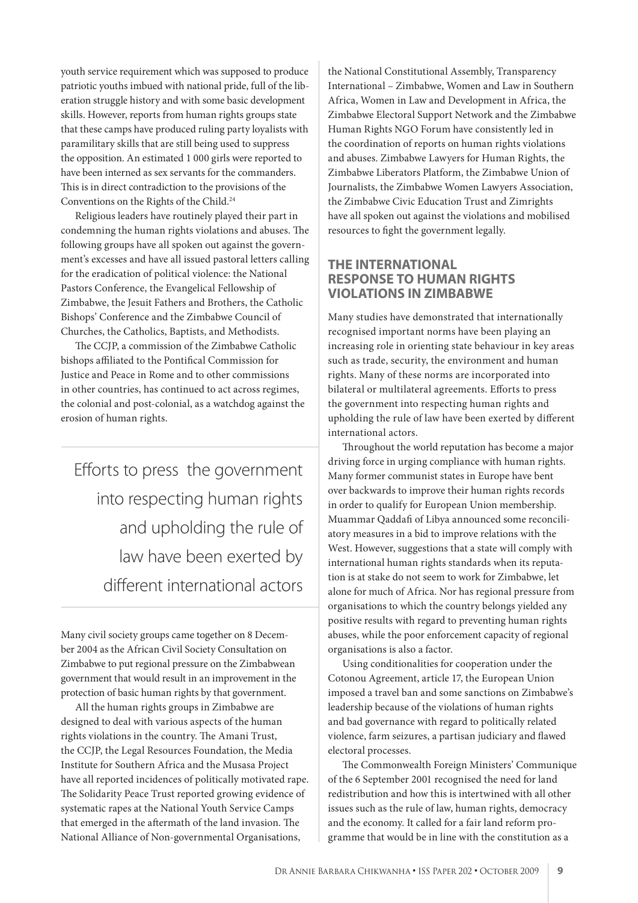youth service requirement which was supposed to produce patriotic youths imbued with national pride, full of the liberation struggle history and with some basic development skills. However, reports from human rights groups state that these camps have produced ruling party loyalists with paramilitary skills that are still being used to suppress the opposition. An estimated 1 000 girls were reported to have been interned as sex servants for the commanders. This is in direct contradiction to the provisions of the Conventions on the Rights of the Child.[24]

Religious leaders have routinely played their part in condemning the human rights violations and abuses. The following groups have all spoken out against the government's excesses and have all issued pastoral letters calling for the eradication of political violence: the National Pastors Conference, the Evangelical Fellowship of Zimbabwe, the Jesuit Fathers and Brothers, the Catholic Bishops' Conference and the Zimbabwe Council of Churches, the Catholics, Baptists, and Methodists.

The CCJP, a commission of the Zimbabwe Catholic bishops affiliated to the Pontifical Commission for Justice and Peace in Rome and to other commissions in other countries, has continued to act across regimes, the colonial and post-colonial, as a watchdog against the erosion of human rights.

> Efforts to press the government into respecting human rights and upholding the rule of law have been exerted by different international actors

Many civil society groups came together on 8 December 2004 as the African Civil Society Consultation on Zimbabwe to put regional pressure on the Zimbabwean government that would result in an improvement in the protection of basic human rights by that government.

All the human rights groups in Zimbabwe are designed to deal with various aspects of the human rights violations in the country. The Amani Trust, the CCJP, the Legal Resources Foundation, the Media Institute for Southern Africa and the Musasa Project have all reported incidences of politically motivated rape. The Solidarity Peace Trust reported growing evidence of systematic rapes at the National Youth Service Camps that emerged in the aftermath of the land invasion. The National Alliance of Non-governmental Organisations, the National Constitutional Assembly, Transparency International – Zimbabwe, Women and Law in Southern Africa, Women in Law and Development in Africa, the Zimbabwe Electoral Support Network and the Zimbabwe Human Rights NGO Forum have consistently led in the coordination of reports on human rights violations and abuses. Zimbabwe Lawyers for Human Rights, the Zimbabwe Liberators Platform, the Zimbabwe Union of Journalists, the Zimbabwe Women Lawyers Association, the Zimbabwe Civic Education Trust and Zimrights have all spoken out against the violations and mobilised resources to fight the government legally.

## THE INTERNATIONAL RESPONSE TO HUMAN RIGHTS VIOLATIONS IN ZIMBABWE

Many studies have demonstrated that internationally recognised important norms have been playing an increasing role in orienting state behaviour in key areas such as trade, security, the environment and human rights. Many of these norms are incorporated into bilateral or multilateral agreements. Efforts to press the government into respecting human rights and upholding the rule of law have been exerted by different international actors.

Throughout the world reputation has become a major driving force in urging compliance with human rights. Many former communist states in Europe have bent over backwards to improve their human rights records in order to qualify for European Union membership. Muammar Qaddafi of Libya announced some reconciliatory measures in a bid to improve relations with the West. However, suggestions that a state will comply with international human rights standards when its reputation is at stake do not seem to work for Zimbabwe, let alone for much of Africa. Nor has regional pressure from organisations to which the country belongs yielded any positive results with regard to preventing human rights abuses, while the poor enforcement capacity of regional organisations is also a factor.

Using conditionalities for cooperation under the Cotonou Agreement, article 17, the European Union imposed a travel ban and some sanctions on Zimbabwe's leadership because of the violations of human rights and bad governance with regard to politically related violence, farm seizures, a partisan judiciary and flawed electoral processes.

The Commonwealth Foreign Ministers' Communique of the 6 September 2001 recognised the need for land redistribution and how this is intertwined with all other issues such as the rule of law, human rights, democracy and the economy. It called for a fair land reform programme that would be in line with the constitution as a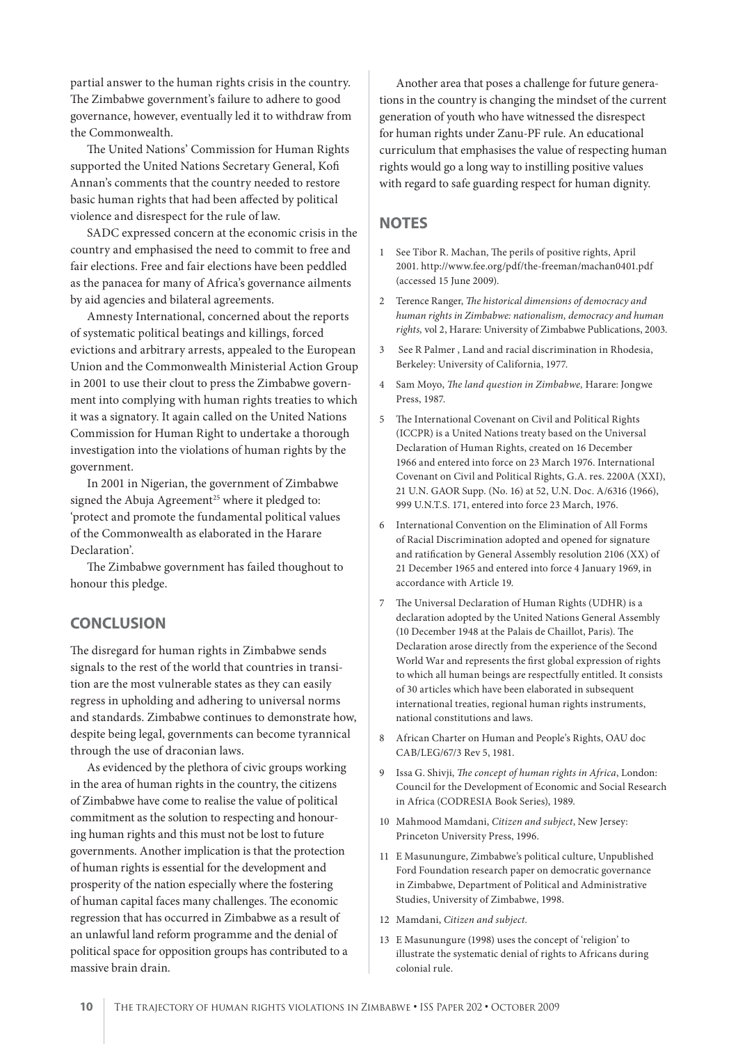partial answer to the human rights crisis in the country. The Zimbabwe government's failure to adhere to good governance, however, eventually led it to withdraw from the Commonwealth.

The United Nations' Commission for Human Rights supported the United Nations Secretary General, Kofi Annan's comments that the country needed to restore basic human rights that had been affected by political violence and disrespect for the rule of law.

SADC expressed concern at the economic crisis in the country and emphasised the need to commit to free and fair elections. Free and fair elections have been peddled as the panacea for many of Africa's governance ailments by aid agencies and bilateral agreements.

Amnesty International, concerned about the reports of systematic political beatings and killings, forced evictions and arbitrary arrests, appealed to the European Union and the Commonwealth Ministerial Action Group in 2001 to use their clout to press the Zimbabwe government into complying with human rights treaties to which it was a signatory. It again called on the United Nations Commission for Human Right to undertake a thorough investigation into the violations of human rights by the government.

In 2001 in Nigerian, the government of Zimbabwe signed the Abuja Agreement[25] where it pledged to: 'protect and promote the fundamental political values of the Commonwealth as elaborated in the Harare Declaration'.

The Zimbabwe government has failed thoughout to honour this pledge.

## CONCLUSION

The disregard for human rights in Zimbabwe sends signals to the rest of the world that countries in transition are the most vulnerable states as they can easily regress in upholding and adhering to universal norms and standards. Zimbabwe continues to demonstrate how, despite being legal, governments can become tyrannical through the use of draconian laws.

As evidenced by the plethora of civic groups working in the area of human rights in the country, the citizens of Zimbabwe have come to realise the value of political commitment as the solution to respecting and honouring human rights and this must not be lost to future governments. Another implication is that the protection of human rights is essential for the development and prosperity of the nation especially where the fostering of human capital faces many challenges. The economic regression that has occurred in Zimbabwe as a result of an unlawful land reform programme and the denial of political space for opposition groups has contributed to a massive brain drain.

Another area that poses a challenge for future generations in the country is changing the mindset of the current generation of youth who have witnessed the disrespect for human rights under Zanu-PF rule. An educational curriculum that emphasises the value of respecting human rights would go a long way to instilling positive values with regard to safe guarding respect for human dignity.

## NOTES

1. See Tibor R. Machan, The perils of positive rights, April 2001. http://www.fee.org/pdf/the-freeman/machan0401.pdf (accessed 15 June 2009).
2. Terence Ranger, *The historical dimensions of democracy and human rights in Zimbabwe: nationalism, democracy and human rights,* vol 2, Harare: University of Zimbabwe Publications, 2003.
3. See R Palmer , Land and racial discrimination in Rhodesia, Berkeley: University of California, 1977.
4. Sam Moyo, *The land question in Zimbabwe,* Harare: Jongwe Press, 1987.
5. The International Covenant on Civil and Political Rights (ICCPR) is a United Nations treaty based on the Universal Declaration of Human Rights, created on 16 December 1966 and entered into force on 23 March 1976. International Covenant on Civil and Political Rights, G.A. res. 2200A (XXI), 21 U.N. GAOR Supp. (No. 16) at 52, U.N. Doc. A/6316 (1966), 999 U.N.T.S. 171, entered into force 23 March, 1976.
6. International Convention on the Elimination of All Forms of Racial Discrimination adopted and opened for signature and ratification by General Assembly resolution 2106 (XX) of 21 December 1965 and entered into force 4 January 1969, in accordance with Article 19.
7. The Universal Declaration of Human Rights (UDHR) is a declaration adopted by the United Nations General Assembly (10 December 1948 at the Palais de Chaillot, Paris). The Declaration arose directly from the experience of the Second World War and represents the first global expression of rights to which all human beings are respectfully entitled. It consists of 30 articles which have been elaborated in subsequent international treaties, regional human rights instruments, national constitutions and laws.
8. African Charter on Human and People's Rights, OAU doc CAB/LEG/67/3 Rev 5, 1981.
9. Issa G. Shivji, *The concept of human rights in Africa*, London: Council for the Development of Economic and Social Research in Africa (CODRESIA Book Series), 1989.
10. Mahmood Mamdani, *Citizen and subject*, New Jersey: Princeton University Press, 1996.
11. E Masunungure, Zimbabwe's political culture, Unpublished Ford Foundation research paper on democratic governance in Zimbabwe, Department of Political and Administrative Studies, University of Zimbabwe, 1998.
12. Mamdani, *Citizen and subject*.
13. E Masunungure (1998) uses the concept of 'religion' to illustrate the systematic denial of rights to Africans during colonial rule.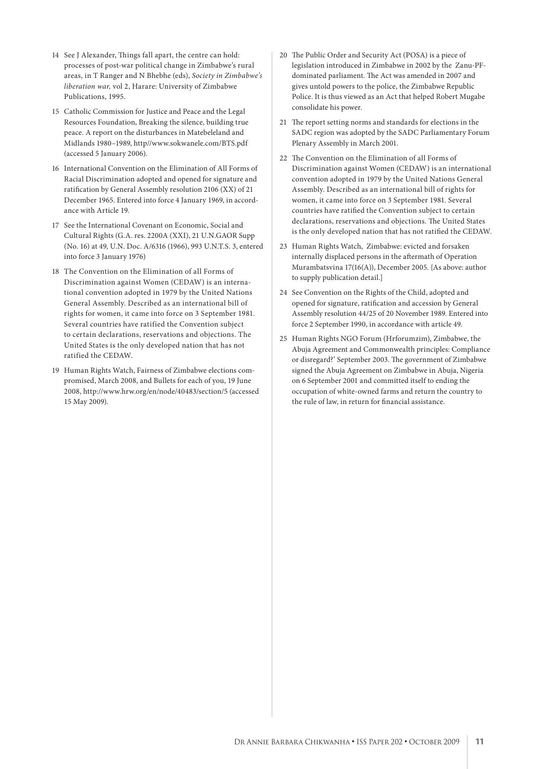14 See J Alexander, Things fall apart, the centre can hold: processes of post-war political change in Zimbabwe's rural areas, in T Ranger and N Bhebhe (eds), *Society in Zimbabwe's liberation war,* vol 2, Harare: University of Zimbabwe Publications, 1995.

15 Catholic Commission for Justice and Peace and the Legal Resources Foundation, Breaking the silence, building true peace. A report on the disturbances in Matebeleland and Midlands 1980–1989, http//www.sokwanele.com/BTS.pdf (accessed 5 January 2006).

16 International Convention on the Elimination of All Forms of Racial Discrimination adopted and opened for signature and ratification by General Assembly resolution 2106 (XX) of 21 December 1965. Entered into force 4 January 1969, in accordance with Article 19.

17 See the International Covenant on Economic, Social and Cultural Rights (G.A. res. 2200A (XXI), 21 U.N.GAOR Supp (No. 16) at 49, U.N. Doc. A/6316 (1966), 993 U.N.T.S. 3, entered into force 3 January 1976)

18 The Convention on the Elimination of all Forms of Discrimination against Women (CEDAW) is an international convention adopted in 1979 by the United Nations General Assembly. Described as an international bill of rights for women, it came into force on 3 September 1981. Several countries have ratified the Convention subject to certain declarations, reservations and objections. The United States is the only developed nation that has not ratified the CEDAW.

19 Human Rights Watch, Fairness of Zimbabwe elections compromised, March 2008, and Bullets for each of you, 19 June 2008, http://www.hrw.org/en/node/40483/section/5 (accessed 15 May 2009).

20 The Public Order and Security Act (POSA) is a piece of legislation introduced in Zimbabwe in 2002 by the Zanu-PF-dominated parliament. The Act was amended in 2007 and gives untold powers to the police, the Zimbabwe Republic Police. It is thus viewed as an Act that helped Robert Mugabe consolidate his power.

21 The report setting norms and standards for elections in the SADC region was adopted by the SADC Parliamentary Forum Plenary Assembly in March 2001.

22 The Convention on the Elimination of all Forms of Discrimination against Women (CEDAW) is an international convention adopted in 1979 by the United Nations General Assembly. Described as an international bill of rights for women, it came into force on 3 September 1981. Several countries have ratified the Convention subject to certain declarations, reservations and objections. The United States is the only developed nation that has not ratified the CEDAW.

23 Human Rights Watch, Zimbabwe: evicted and forsaken internally displaced persons in the aftermath of Operation Murambatsvina 17(16(A)), December 2005. {As above: author to supply publication detail.]

24 See Convention on the Rights of the Child, adopted and opened for signature, ratification and accession by General Assembly resolution 44/25 of 20 November 1989. Entered into force 2 September 1990, in accordance with article 49.

25 Human Rights NGO Forum (Hrforumzim), Zimbabwe, the Abuja Agreement and Commonwealth principles: Compliance or disregard?' September 2003. The government of Zimbabwe signed the Abuja Agreement on Zimbabwe in Abuja, Nigeria on 6 September 2001 and committed itself to ending the occupation of white-owned farms and return the country to the rule of law, in return for financial assistance.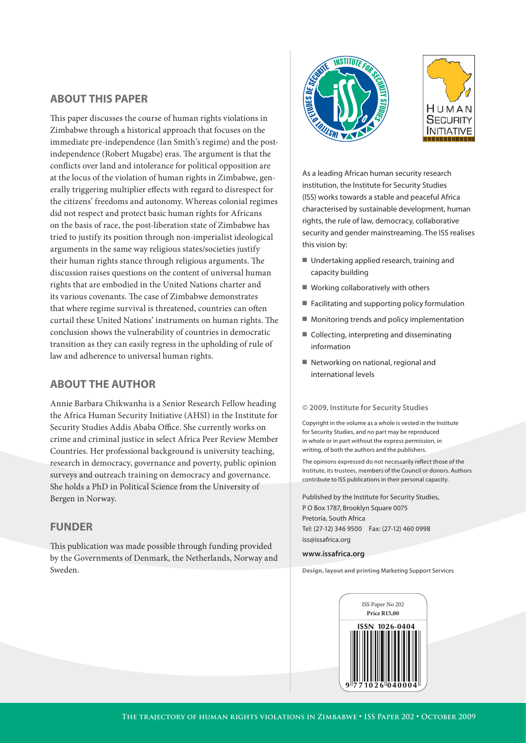## ABOUT THIS PAPER

This paper discusses the course of human rights violations in Zimbabwe through a historical approach that focuses on the immediate pre-independence (Ian Smith's regime) and the post-independence (Robert Mugabe) eras. The argument is that the conflicts over land and intolerance for political opposition are at the locus of the violation of human rights in Zimbabwe, generally triggering multiplier effects with regard to disrespect for the citizens' freedoms and autonomy. Whereas colonial regimes did not respect and protect basic human rights for Africans on the basis of race, the post-liberation state of Zimbabwe has tried to justify its position through non-imperialist ideological arguments in the same way religious states/societies justify their human rights stance through religious arguments. The discussion raises questions on the content of universal human rights that are embodied in the United Nations charter and its various covenants. The case of Zimbabwe demonstrates that where regime survival is threatened, countries can often curtail these United Nations' instruments on human rights. The conclusion shows the vulnerability of countries in democratic transition as they can easily regress in the upholding of rule of law and adherence to universal human rights.

## ABOUT THE AUTHOR

Annie Barbara Chikwanha is a Senior Research Fellow heading the Africa Human Security Initiative (AHSI) in the Institute for Security Studies Addis Ababa Office. She currently works on crime and criminal justice in select Africa Peer Review Member Countries. Her professional background is university teaching, research in democracy, governance and poverty, public opinion surveys and outreach training on democracy and governance. She holds a PhD in Political Science from the University of Bergen in Norway.

## FUNDER

This publication was made possible through funding provided by the Governments of Denmark, the Netherlands, Norway and Sweden.

INSTITUTE FOR SECURITY STUDIES • INSTITUT D'ETUDES DE SÉCURITÉ

HUMAN SECURITY INITIATIVE

As a leading African human security research institution, the Institute for Security Studies (ISS) works towards a stable and peaceful Africa characterised by sustainable development, human rights, the rule of law, democracy, collaborative security and gender mainstreaming. The ISS realises this vision by:

- Undertaking applied research, training and capacity building
- Working collaboratively with others
- Facilitating and supporting policy formulation
- Monitoring trends and policy implementation
- Collecting, interpreting and disseminating information
- Networking on national, regional and international levels

**© 2009, Institute for Security Studies**

Copyright in the volume as a whole is vested in the Institute for Security Studies, and no part may be reproduced in whole or in part without the express permission, in writing, of both the authors and the publishers.

The opinions expressed do not necessarily reflect those of the Institute, its trustees, members of the Council or donors. Authors contribute to ISS publications in their personal capacity.

Published by the Institute for Security Studies,
P O Box 1787, Brooklyn Square 0075
Pretoria, South Africa
Tel: (27-12) 346 9500 Fax: (27-12) 460 0998
iss@issafrica.org

**www.issafrica.org**

**Design, layout and printing** Marketing Support Services

ISS Paper No 202
**Price R15,00**
**ISSN 1026-0404**
9 771026 040004